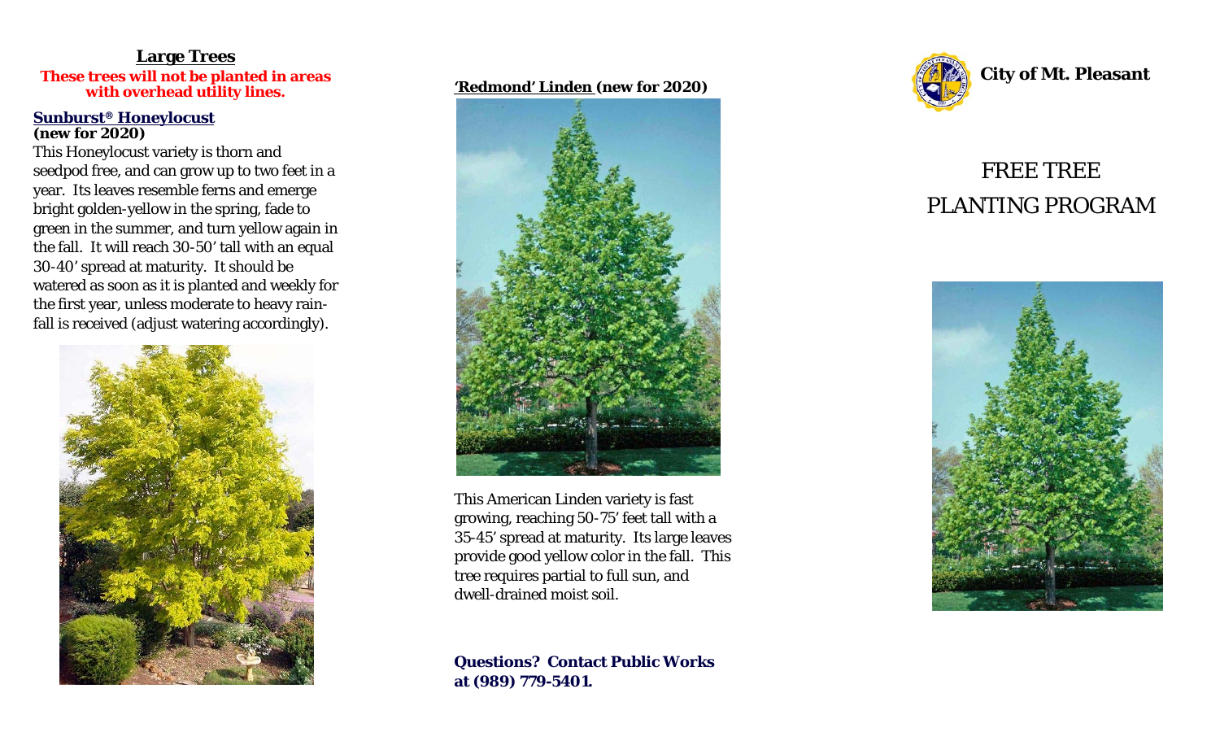## Large Trees

**These trees will not be planted in areas with overhead utility lines.**

### Sunburst® Honeylocust
**(new for 2020)**

This Honeylocust variety is thorn and seedpod free, and can grow up to two feet in a year. Its leaves resemble ferns and emerge bright golden-yellow in the spring, fade to green in the summer, and turn yellow again in the fall. It will reach 30-50' tall with an equal 30-40' spread at maturity. It should be watered as soon as it is planted and weekly for the first year, unless moderate to heavy rain-fall is received (adjust watering accordingly).

### 'Redmond' Linden (new for 2020)

This American Linden variety is fast growing, reaching 50-75' feet tall with a 35-45' spread at maturity. Its large leaves provide good yellow color in the fall. This tree requires partial to full sun, and dwell-drained moist soil.

**Questions? Contact Public Works at (989) 779-5401.**

**City of Mt. Pleasant**

# FREE TREE PLANTING PROGRAM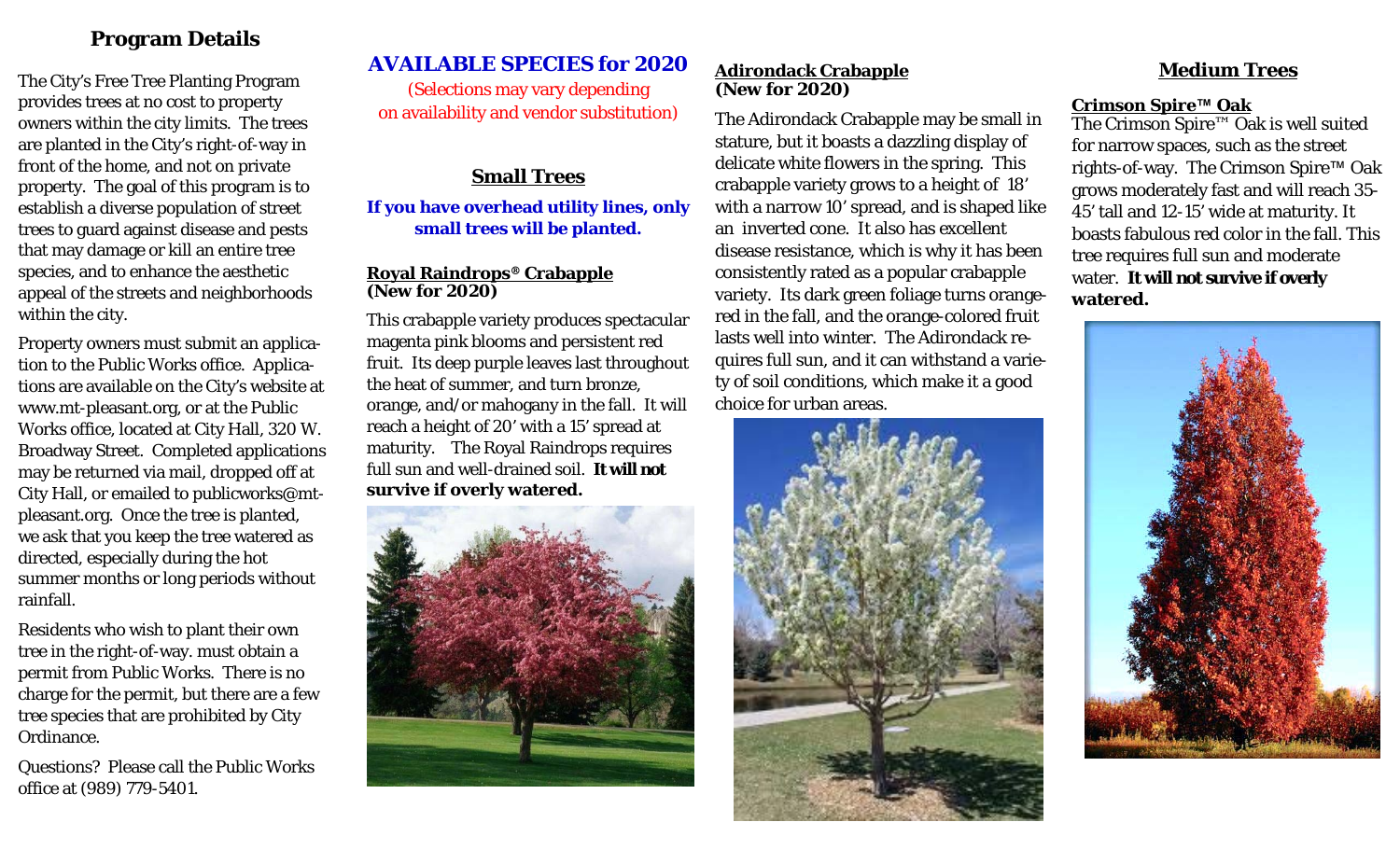## Program Details

The City's Free Tree Planting Program provides trees at no cost to property owners within the city limits. The trees are planted in the City's right-of-way in front of the home, and not on private property. The goal of this program is to establish a diverse population of street trees to guard against disease and pests that may damage or kill an entire tree species, and to enhance the aesthetic appeal of the streets and neighborhoods within the city.

Property owners must submit an application to the Public Works office. Applications are available on the City's website at www.mt-pleasant.org, or at the Public Works office, located at City Hall, 320 W. Broadway Street. Completed applications may be returned via mail, dropped off at City Hall, or emailed to publicworks@mt-pleasant.org. Once the tree is planted, we ask that you keep the tree watered as directed, especially during the hot summer months or long periods without rainfall.

Residents who wish to plant their own tree in the right-of-way. must obtain a permit from Public Works. There is no charge for the permit, but there are a few tree species that are prohibited by City Ordinance.

Questions? Please call the Public Works office at (989) 779-5401.

## AVAILABLE SPECIES for 2020

(Selections may vary depending on availability and vendor substitution)

### Small Trees

**If you have overhead utility lines, only small trees will be planted.**

**Royal Raindrops® Crabapple**
**(New for 2020)**

This crabapple variety produces spectacular magenta pink blooms and persistent red fruit. Its deep purple leaves last throughout the heat of summer, and turn bronze, orange, and/or mahogany in the fall. It will reach a height of 20' with a 15' spread at maturity. The Royal Raindrops requires full sun and well-drained soil. **It will not survive if overly watered.**

**Adirondack Crabapple**
**(New for 2020)**

The Adirondack Crabapple may be small in stature, but it boasts a dazzling display of delicate white flowers in the spring. This crabapple variety grows to a height of 18' with a narrow 10' spread, and is shaped like an inverted cone. It also has excellent disease resistance, which is why it has been consistently rated as a popular crabapple variety. Its dark green foliage turns orange-red in the fall, and the orange-colored fruit lasts well into winter. The Adirondack requires full sun, and it can withstand a variety of soil conditions, which make it a good choice for urban areas.

### Medium Trees

**Crimson Spire™ Oak**

The Crimson Spire™ Oak is well suited for narrow spaces, such as the street rights-of-way. The Crimson Spire™ Oak grows moderately fast and will reach 35-45' tall and 12-15' wide at maturity. It boasts fabulous red color in the fall. This tree requires full sun and moderate water. **It will not survive if overly watered.**